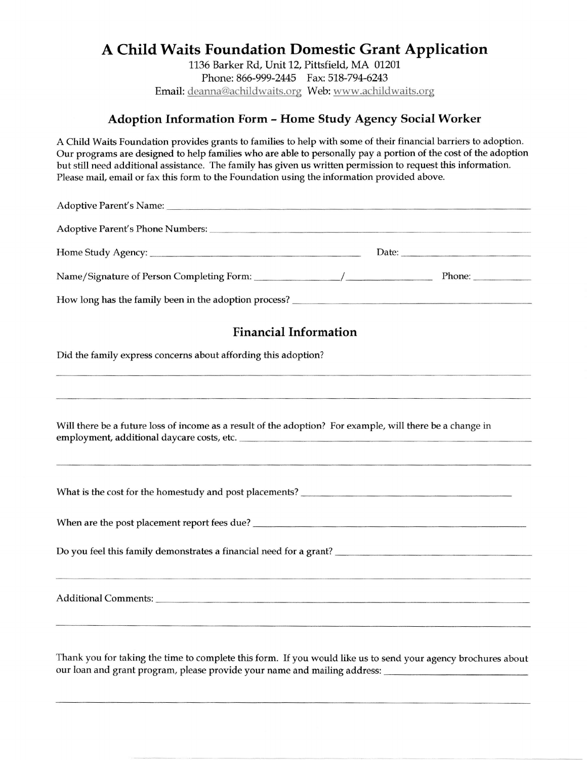# A Child Waits Foundation Domestic Grant Application

1136 Barker Rd, Unit 12, Pittsfield, MA 01201
Phone: 866-999-2445 Fax: 518-794-6243
Email: deanna@achildwaits.org Web: www.achildwaits.org

## Adoption Information Form – Home Study Agency Social Worker

A Child Waits Foundation provides grants to families to help with some of their financial barriers to adoption. Our programs are designed to help families who are able to personally pay a portion of the cost of the adoption but still need additional assistance. The family has given us written permission to request this information. Please mail, email or fax this form to the Foundation using the information provided above.

Adoptive Parent's Name: ______________________________

Adoptive Parent's Phone Numbers: ______________________________

Home Study Agency: ______________________________ Date: ______________

Name/Signature of Person Completing Form: ______________ / ______________ Phone: __________

How long has the family been in the adoption process? ______________________________

## Financial Information

Did the family express concerns about affording this adoption?

______________________________

______________________________

Will there be a future loss of income as a result of the adoption? For example, will there be a change in employment, additional daycare costs, etc. ______________________________

______________________________

What is the cost for the homestudy and post placements? ______________________________

When are the post placement report fees due? ______________________________

Do you feel this family demonstrates a financial need for a grant? ______________________________

______________________________

Additional Comments: ______________________________

______________________________

Thank you for taking the time to complete this form. If you would like us to send your agency brochures about our loan and grant program, please provide your name and mailing address: ______________________________

______________________________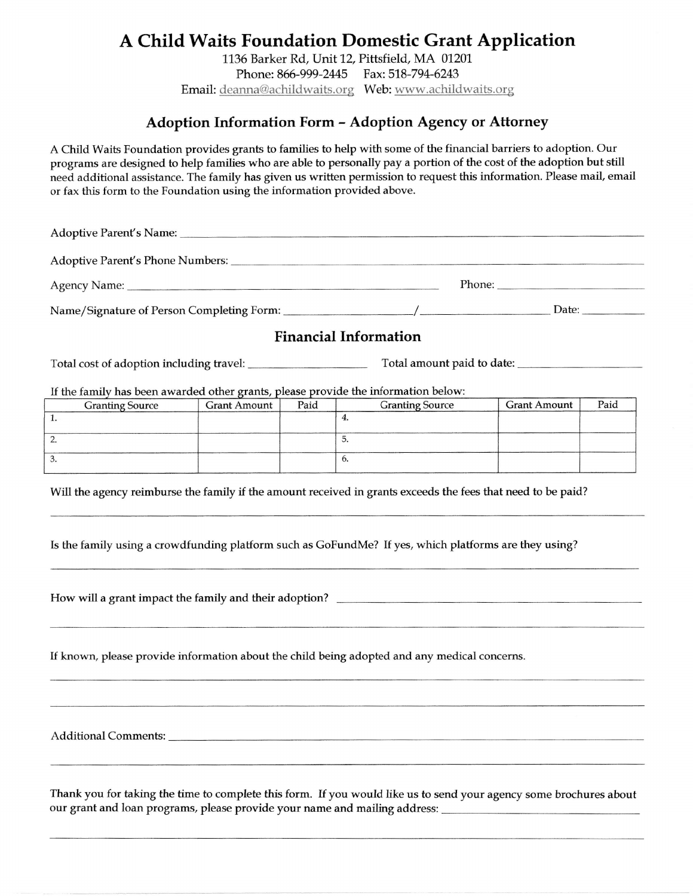# A Child Waits Foundation Domestic Grant Application

1136 Barker Rd, Unit 12, Pittsfield, MA 01201
Phone: 866-999-2445 Fax: 518-794-6243
Email: deanna@achildwaits.org Web: www.achildwaits.org

## Adoption Information Form – Adoption Agency or Attorney

A Child Waits Foundation provides grants to families to help with some of the financial barriers to adoption. Our programs are designed to help families who are able to personally pay a portion of the cost of the adoption but still need additional assistance. The family has given us written permission to request this information. Please mail, email or fax this form to the Foundation using the information provided above.

Adoptive Parent's Name: ______________________________

Adoptive Parent's Phone Numbers: ______________________________

Agency Name: ______________________________ Phone: ______________

Name/Signature of Person Completing Form: ______________ / ______________ Date: ________

## Financial Information

Total cost of adoption including travel: ______________ Total amount paid to date: ______________

If the family has been awarded other grants, please provide the information below:

| Granting Source | Grant Amount | Paid | Granting Source | Grant Amount | Paid |
|---|---|---|---|---|---|
| 1. | | | 4. | | |
| 2. | | | 5. | | |
| 3. | | | 6. | | |

Will the agency reimburse the family if the amount received in grants exceeds the fees that need to be paid?

______________________________

Is the family using a crowdfunding platform such as GoFundMe? If yes, which platforms are they using?

______________________________

How will a grant impact the family and their adoption? ______________________________

______________________________

If known, please provide information about the child being adopted and any medical concerns.

______________________________

______________________________

Additional Comments: ______________________________

______________________________

Thank you for taking the time to complete this form. If you would like us to send your agency some brochures about our grant and loan programs, please provide your name and mailing address: ______________________________

______________________________